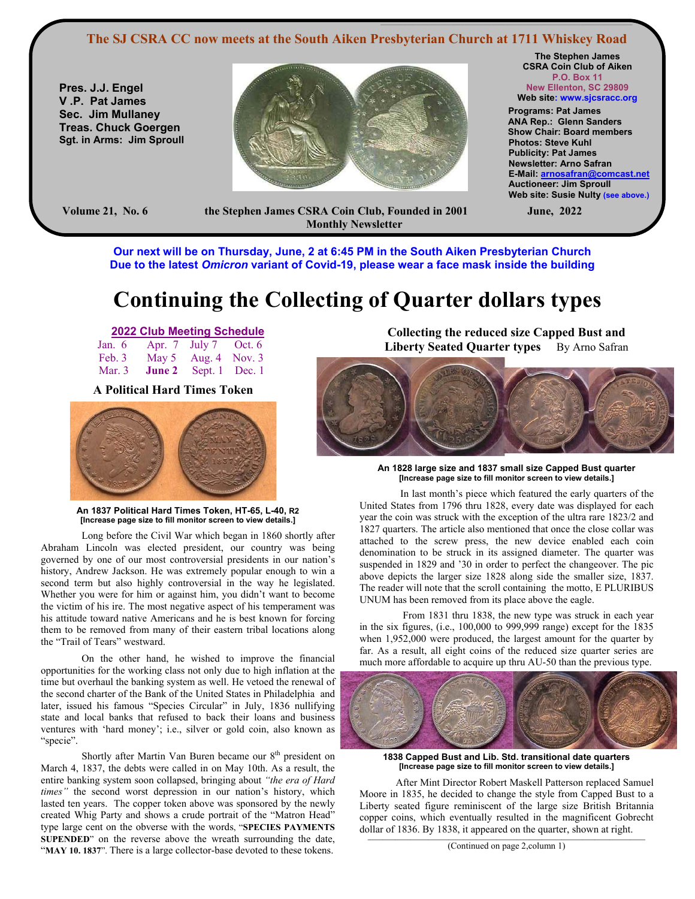**The SJ CSRA CC now meets at the South Aiken Presbyterian Church at 1711 Whiskey Road**

**Pres. J.J. Engel**
**V .P. Pat James**
**Sec. Jim Mullaney**
**Treas. Chuck Goergen**
**Sgt. in Arms: Jim Sproull**

**The Stephen James CSRA Coin Club of Aiken**
**P.O. Box 11**
**New Ellenton, SC 29809**
**Web site: www.sjcsracc.org**

**Programs: Pat James**
**ANA Rep.: Glenn Sanders**
**Show Chair: Board members**
**Photos: Steve Kuhl**
**Publicity: Pat James**
**Newsletter: Arno Safran**
**E-Mail: arnosafran@comcast.net**
**Auctioneer: Jim Sproull**
**Web site: Susie Nulty (see above.)**

**Volume 21, No. 6** — **the Stephen James CSRA Coin Club, Founded in 2001 Monthly Newsletter** — **June, 2022**

**Our next will be on Thursday, June, 2 at 6:45 PM in the South Aiken Presbyterian Church**
**Due to the latest *Omicron* variant of Covid-19, please wear a face mask inside the building**

# Continuing the Collecting of Quarter dollars types

## 2022 Club Meeting Schedule

| | | | |
|---|---|---|---|
| Jan. 6 | Apr. 7 | July 7 | Oct. 6 |
| Feb. 3 | May 5 | Aug. 4 | Nov. 3 |
| Mar. 3 | **June 2** | Sept. 1 | Dec. 1 |

### A Political Hard Times Token

**An 1837 Political Hard Times Token, HT-65, L-40, R2**
**[Increase page size to fill monitor screen to view details.]**

Long before the Civil War which began in 1860 shortly after Abraham Lincoln was elected president, our country was being governed by one of our most controversial presidents in our nation's history, Andrew Jackson. He was extremely popular enough to win a second term but also highly controversial in the way he legislated. Whether you were for him or against him, you didn't want to become the victim of his ire. The most negative aspect of his temperament was his attitude toward native Americans and he is best known for forcing them to be removed from many of their eastern tribal locations along the "Trail of Tears" westward.

On the other hand, he wished to improve the financial opportunities for the working class not only due to high inflation at the time but overhaul the banking system as well. He vetoed the renewal of the second charter of the Bank of the United States in Philadelphia and later, issued his famous "Species Circular" in July, 1836 nullifying state and local banks that refused to back their loans and business ventures with 'hard money'; i.e., silver or gold coin, also known as "specie".

Shortly after Martin Van Buren became our 8th president on March 4, 1837, the debts were called in on May 10th. As a result, the entire banking system soon collapsed, bringing about *"the era of Hard times"* the second worst depression in our nation's history, which lasted ten years. The copper token above was sponsored by the newly created Whig Party and shows a crude portrait of the "Matron Head" type large cent on the obverse with the words, "**SPECIES PAYMENTS SUPENDED**" on the reverse above the wreath surrounding the date, "**MAY 10. 1837**". There is a large collector-base devoted to these tokens.

### Collecting the reduced size Capped Bust and Liberty Seated Quarter types — By Arno Safran

**An 1828 large size and 1837 small size Capped Bust quarter**
**[Increase page size to fill monitor screen to view details.]**

In last month's piece which featured the early quarters of the United States from 1796 thru 1828, every date was displayed for each year the coin was struck with the exception of the ultra rare 1823/2 and 1827 quarters. The article also mentioned that once the close collar was attached to the screw press, the new device enabled each coin denomination to be struck in its assigned diameter. The quarter was suspended in 1829 and '30 in order to perfect the changeover. The pic above depicts the larger size 1828 along side the smaller size, 1837. The reader will note that the scroll containing the motto, E PLURIBUS UNUM has been removed from its place above the eagle.

From 1831 thru 1838, the new type was struck in each year in the six figures, (i.e., 100,000 to 999,999 range) except for the 1835 when 1,952,000 were produced, the largest amount for the quarter by far. As a result, all eight coins of the reduced size quarter series are much more affordable to acquire up thru AU-50 than the previous type.

**1838 Capped Bust and Lib. Std. transitional date quarters**
**[Increase page size to fill monitor screen to view details.]**

After Mint Director Robert Maskell Patterson replaced Samuel Moore in 1835, he decided to change the style from Capped Bust to a Liberty seated figure reminiscent of the large size British Britannia copper coins, which eventually resulted in the magnificent Gobrecht dollar of 1836. By 1838, it appeared on the quarter, shown at right.

(Continued on page 2,column 1)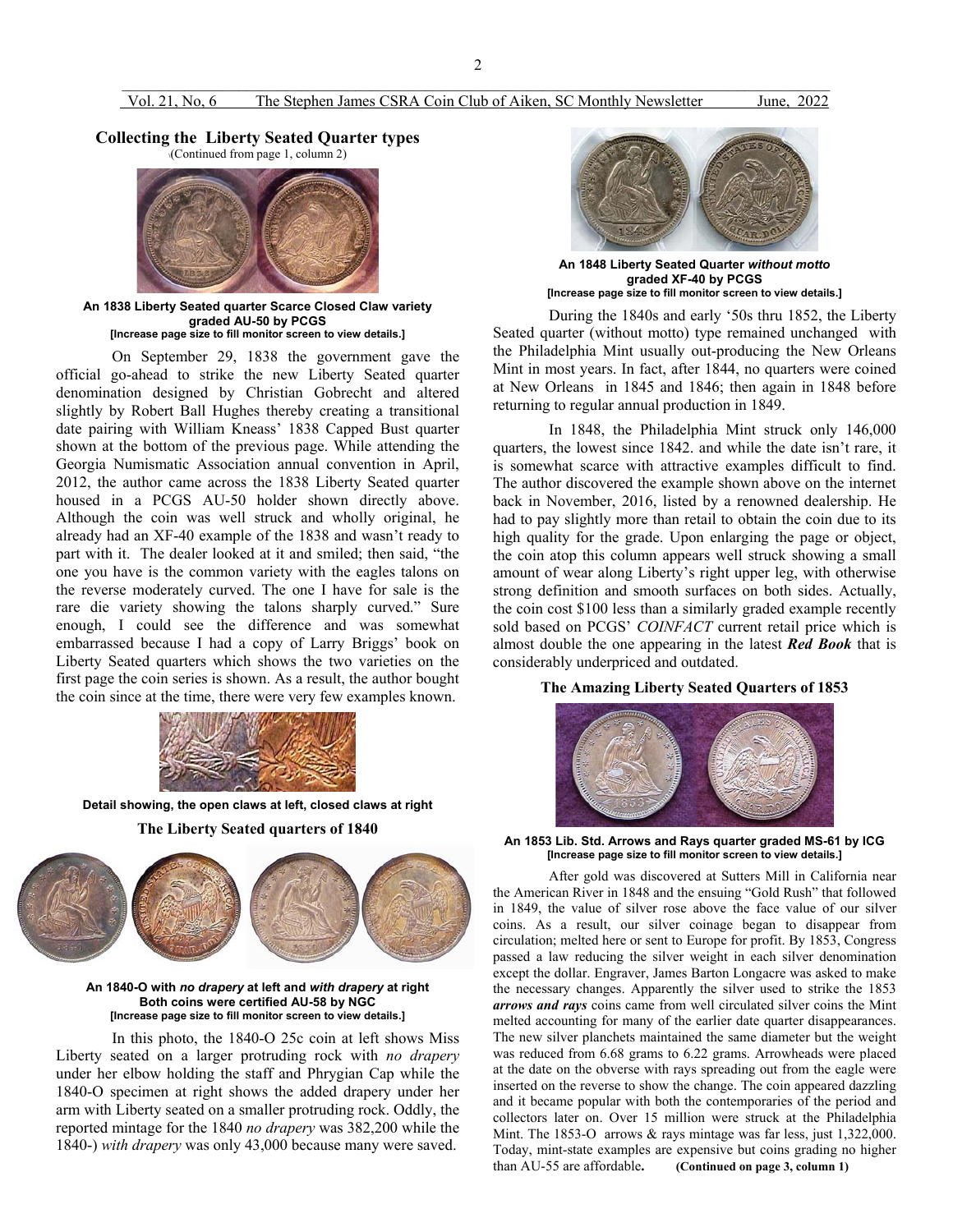## Collecting the Liberty Seated Quarter types

(Continued from page 1, column 2)

**An 1838 Liberty Seated quarter Scarce Closed Claw variety graded AU-50 by PCGS**
**[Increase page size to fill monitor screen to view details.]**

On September 29, 1838 the government gave the official go-ahead to strike the new Liberty Seated quarter denomination designed by Christian Gobrecht and altered slightly by Robert Ball Hughes thereby creating a transitional date pairing with William Kneass' 1838 Capped Bust quarter shown at the bottom of the previous page. While attending the Georgia Numismatic Association annual convention in April, 2012, the author came across the 1838 Liberty Seated quarter housed in a PCGS AU-50 holder shown directly above. Although the coin was well struck and wholly original, he already had an XF-40 example of the 1838 and wasn't ready to part with it. The dealer looked at it and smiled; then said, "the one you have is the common variety with the eagles talons on the reverse moderately curved. The one I have for sale is the rare die variety showing the talons sharply curved." Sure enough, I could see the difference and was somewhat embarrassed because I had a copy of Larry Briggs' book on Liberty Seated quarters which shows the two varieties on the first page the coin series is shown. As a result, the author bought the coin since at the time, there were very few examples known.

**Detail showing, the open claws at left, closed claws at right**

### The Liberty Seated quarters of 1840

**An 1840-O with *no drapery* at left and *with drapery* at right**
**Both coins were certified AU-58 by NGC**
**[Increase page size to fill monitor screen to view details.]**

In this photo, the 1840-O 25c coin at left shows Miss Liberty seated on a larger protruding rock with *no drapery* under her elbow holding the staff and Phrygian Cap while the 1840-O specimen at right shows the added drapery under her arm with Liberty seated on a smaller protruding rock. Oddly, the reported mintage for the 1840 *no drapery* was 382,200 while the 1840-) *with drapery* was only 43,000 because many were saved.

**An 1848 Liberty Seated Quarter *without motto* graded XF-40 by PCGS**
**[Increase page size to fill monitor screen to view details.]**

During the 1840s and early '50s thru 1852, the Liberty Seated quarter (without motto) type remained unchanged with the Philadelphia Mint usually out-producing the New Orleans Mint in most years. In fact, after 1844, no quarters were coined at New Orleans in 1845 and 1846; then again in 1848 before returning to regular annual production in 1849.

In 1848, the Philadelphia Mint struck only 146,000 quarters, the lowest since 1842. and while the date isn't rare, it is somewhat scarce with attractive examples difficult to find. The author discovered the example shown above on the internet back in November, 2016, listed by a renowned dealership. He had to pay slightly more than retail to obtain the coin due to its high quality for the grade. Upon enlarging the page or object, the coin atop this column appears well struck showing a small amount of wear along Liberty's right upper leg, with otherwise strong definition and smooth surfaces on both sides. Actually, the coin cost $100 less than a similarly graded example recently sold based on PCGS' *COINFACT* current retail price which is almost double the one appearing in the latest ***Red Book*** that is considerably underpriced and outdated.

### The Amazing Liberty Seated Quarters of 1853

**An 1853 Lib. Std. Arrows and Rays quarter graded MS-61 by ICG**
**[Increase page size to fill monitor screen to view details.]**

After gold was discovered at Sutters Mill in California near the American River in 1848 and the ensuing "Gold Rush" that followed in 1849, the value of silver rose above the face value of our silver coins. As a result, our silver coinage began to disappear from circulation; melted here or sent to Europe for profit. By 1853, Congress passed a law reducing the silver weight in each silver denomination except the dollar. Engraver, James Barton Longacre was asked to make the necessary changes. Apparently the silver used to strike the 1853 ***arrows and rays*** coins came from well circulated silver coins the Mint melted accounting for many of the earlier date quarter disappearances. The new silver planchets maintained the same diameter but the weight was reduced from 6.68 grams to 6.22 grams. Arrowheads were placed at the date on the obverse with rays spreading out from the eagle were inserted on the reverse to show the change. The coin appeared dazzling and it became popular with both the contemporaries of the period and collectors later on. Over 15 million were struck at the Philadelphia Mint. The 1853-O arrows & rays mintage was far less, just 1,322,000. Today, mint-state examples are expensive but coins grading no higher than AU-55 are affordable. **(Continued on page 3, column 1)**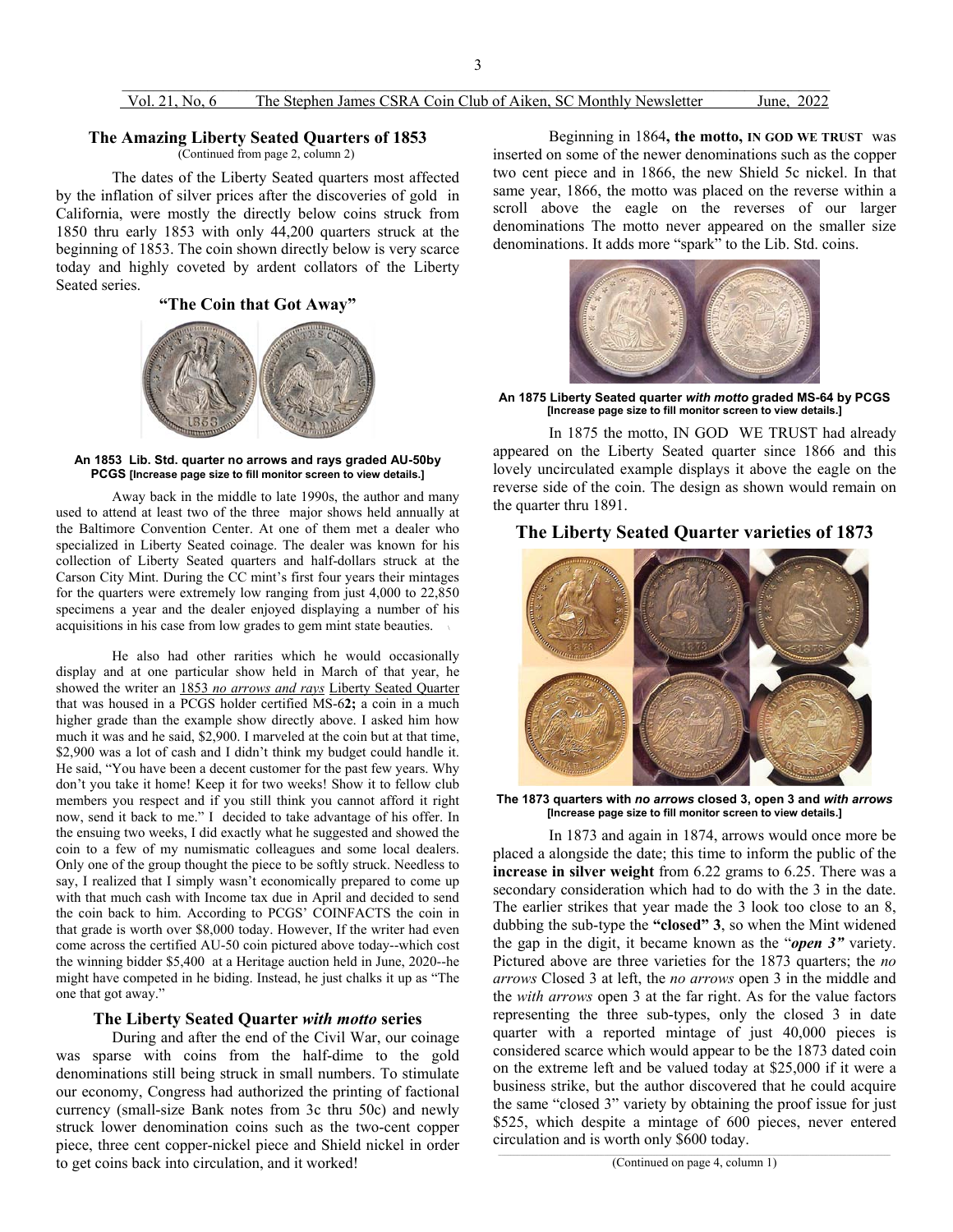## The Amazing Liberty Seated Quarters of 1853

(Continued from page 2, column 2)

The dates of the Liberty Seated quarters most affected by the inflation of silver prices after the discoveries of gold in California, were mostly the directly below coins struck from 1850 thru early 1853 with only 44,200 quarters struck at the beginning of 1853. The coin shown directly below is very scarce today and highly coveted by ardent collators of the Liberty Seated series.

**"The Coin that Got Away"**

**An 1853 Lib. Std. quarter no arrows and rays graded AU-50by PCGS [Increase page size to fill monitor screen to view details.]**

Away back in the middle to late 1990s, the author and many used to attend at least two of the three major shows held annually at the Baltimore Convention Center. At one of them met a dealer who specialized in Liberty Seated coinage. The dealer was known for his collection of Liberty Seated quarters and half-dollars struck at the Carson City Mint. During the CC mint's first four years their mintages for the quarters were extremely low ranging from just 4,000 to 22,850 specimens a year and the dealer enjoyed displaying a number of his acquisitions in his case from low grades to gem mint state beauties.

He also had other rarities which he would occasionally display and at one particular show held in March of that year, he showed the writer an 1853 *no arrows and rays* Liberty Seated Quarter that was housed in a PCGS holder certified MS-6**2;** a coin in a much higher grade than the example show directly above. I asked him how much it was and he said, $2,900. I marveled at the coin but at that time, $2,900 was a lot of cash and I didn't think my budget could handle it. He said, "You have been a decent customer for the past few years. Why don't you take it home! Keep it for two weeks! Show it to fellow club members you respect and if you still think you cannot afford it right now, send it back to me." I decided to take advantage of his offer. In the ensuing two weeks, I did exactly what he suggested and showed the coin to a few of my numismatic colleagues and some local dealers. Only one of the group thought the piece to be softly struck. Needless to say, I realized that I simply wasn't economically prepared to come up with that much cash with Income tax due in April and decided to send the coin back to him. According to PCGS' COINFACTS the coin in that grade is worth over $8,000 today. However, If the writer had even come across the certified AU-50 coin pictured above today--which cost the winning bidder $5,400 at a Heritage auction held in June, 2020--he might have competed in he biding. Instead, he just chalks it up as "The one that got away."

### The Liberty Seated Quarter *with motto* series

During and after the end of the Civil War, our coinage was sparse with coins from the half-dime to the gold denominations still being struck in small numbers. To stimulate our economy, Congress had authorized the printing of factional currency (small-size Bank notes from 3c thru 50c) and newly struck lower denomination coins such as the two-cent copper piece, three cent copper-nickel piece and Shield nickel in order to get coins back into circulation, and it worked!

Beginning in 1864**, the motto, IN GOD WE TRUST** was inserted on some of the newer denominations such as the copper two cent piece and in 1866, the new Shield 5c nickel. In that same year, 1866, the motto was placed on the reverse within a scroll above the eagle on the reverses of our larger denominations The motto never appeared on the smaller size denominations. It adds more "spark" to the Lib. Std. coins.

**An 1875 Liberty Seated quarter *with motto* graded MS-64 by PCGS [Increase page size to fill monitor screen to view details.]**

In 1875 the motto, IN GOD WE TRUST had already appeared on the Liberty Seated quarter since 1866 and this lovely uncirculated example displays it above the eagle on the reverse side of the coin. The design as shown would remain on the quarter thru 1891.

## The Liberty Seated Quarter varieties of 1873

**The 1873 quarters with *no arrows* closed 3, open 3 and *with arrows* [Increase page size to fill monitor screen to view details.]**

In 1873 and again in 1874, arrows would once more be placed a alongside the date; this time to inform the public of the **increase in silver weight** from 6.22 grams to 6.25. There was a secondary consideration which had to do with the 3 in the date. The earlier strikes that year made the 3 look too close to an 8, dubbing the sub-type the **"closed" 3**, so when the Mint widened the gap in the digit, it became known as the "***open 3"*** variety. Pictured above are three varieties for the 1873 quarters; the *no arrows* Closed 3 at left, the *no arrows* open 3 in the middle and the *with arrows* open 3 at the far right. As for the value factors representing the three sub-types, only the closed 3 in date quarter with a reported mintage of just 40,000 pieces is considered scarce which would appear to be the 1873 dated coin on the extreme left and be valued today at $25,000 if it were a business strike, but the author discovered that he could acquire the same "closed 3" variety by obtaining the proof issue for just $525, which despite a mintage of 600 pieces, never entered circulation and is worth only $600 today.

(Continued on page 4, column 1)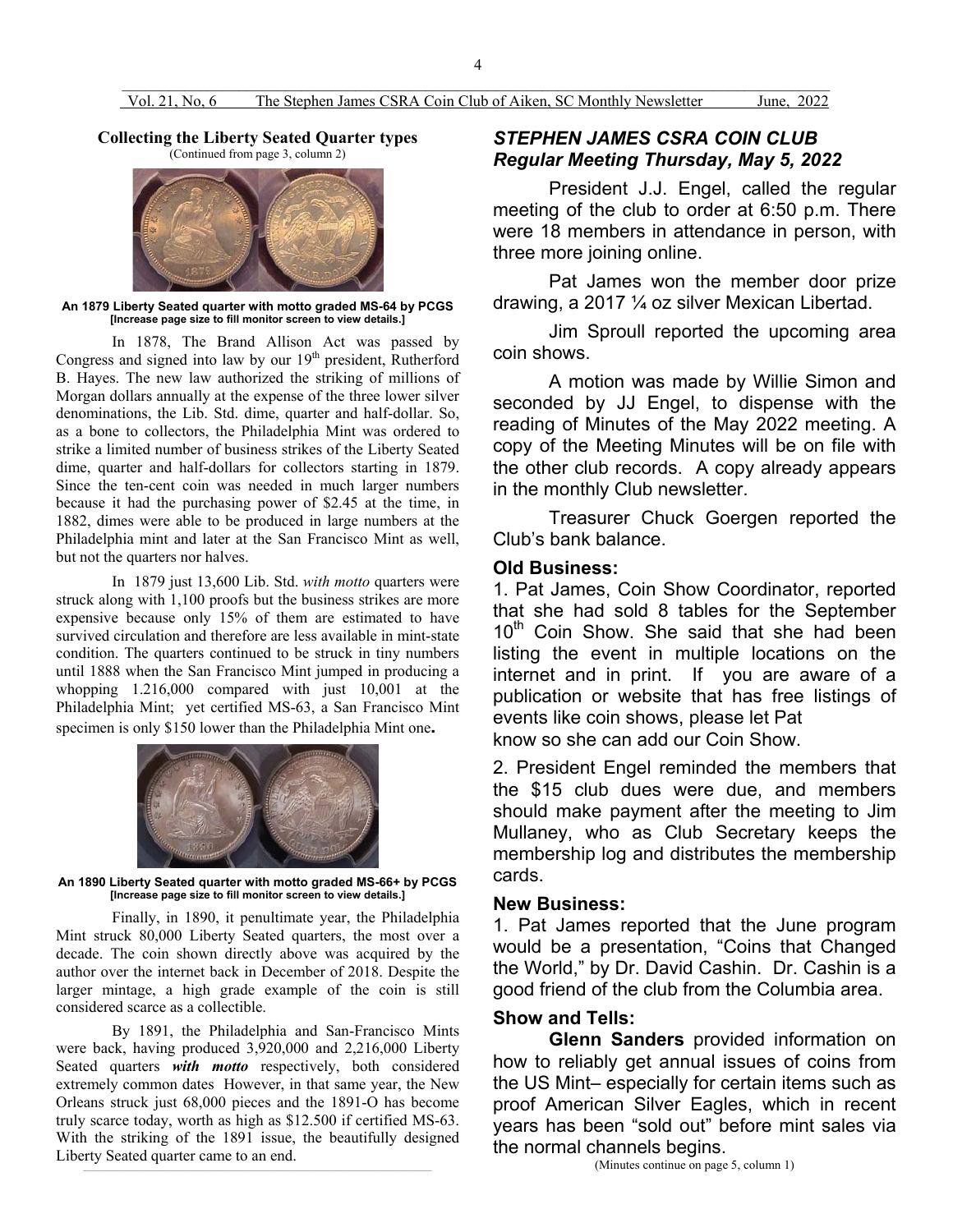### Collecting the Liberty Seated Quarter types

(Continued from page 3, column 2)

**An 1879 Liberty Seated quarter with motto graded MS-64 by PCGS [Increase page size to fill monitor screen to view details.]**

In 1878, The Brand Allison Act was passed by Congress and signed into law by our 19th president, Rutherford B. Hayes. The new law authorized the striking of millions of Morgan dollars annually at the expense of the three lower silver denominations, the Lib. Std. dime, quarter and half-dollar. So, as a bone to collectors, the Philadelphia Mint was ordered to strike a limited number of business strikes of the Liberty Seated dime, quarter and half-dollars for collectors starting in 1879. Since the ten-cent coin was needed in much larger numbers because it had the purchasing power of $2.45 at the time, in 1882, dimes were able to be produced in large numbers at the Philadelphia mint and later at the San Francisco Mint as well, but not the quarters nor halves.

In 1879 just 13,600 Lib. Std. *with motto* quarters were struck along with 1,100 proofs but the business strikes are more expensive because only 15% of them are estimated to have survived circulation and therefore are less available in mint-state condition. The quarters continued to be struck in tiny numbers until 1888 when the San Francisco Mint jumped in producing a whopping 1.216,000 compared with just 10,001 at the Philadelphia Mint; yet certified MS-63, a San Francisco Mint specimen is only $150 lower than the Philadelphia Mint one**.**

**An 1890 Liberty Seated quarter with motto graded MS-66+ by PCGS [Increase page size to fill monitor screen to view details.]**

Finally, in 1890, it penultimate year, the Philadelphia Mint struck 80,000 Liberty Seated quarters, the most over a decade. The coin shown directly above was acquired by the author over the internet back in December of 2018. Despite the larger mintage, a high grade example of the coin is still considered scarce as a collectible.

By 1891, the Philadelphia and San-Francisco Mints were back, having produced 3,920,000 and 2,216,000 Liberty Seated quarters ***with motto*** respectively, both considered extremely common dates However, in that same year, the New Orleans struck just 68,000 pieces and the 1891-O has become truly scarce today, worth as high as $12.500 if certified MS-63. With the striking of the 1891 issue, the beautifully designed Liberty Seated quarter came to an end.

## *STEPHEN JAMES CSRA COIN CLUB Regular Meeting Thursday, May 5, 2022*

President J.J. Engel, called the regular meeting of the club to order at 6:50 p.m. There were 18 members in attendance in person, with three more joining online.

Pat James won the member door prize drawing, a 2017 ¼ oz silver Mexican Libertad.

Jim Sproull reported the upcoming area coin shows.

A motion was made by Willie Simon and seconded by JJ Engel, to dispense with the reading of Minutes of the May 2022 meeting. A copy of the Meeting Minutes will be on file with the other club records. A copy already appears in the monthly Club newsletter.

Treasurer Chuck Goergen reported the Club's bank balance.

**Old Business:**

1. Pat James, Coin Show Coordinator, reported that she had sold 8 tables for the September 10th Coin Show. She said that she had been listing the event in multiple locations on the internet and in print. If you are aware of a publication or website that has free listings of events like coin shows, please let Pat know so she can add our Coin Show.

2. President Engel reminded the members that the $15 club dues were due, and members should make payment after the meeting to Jim Mullaney, who as Club Secretary keeps the membership log and distributes the membership cards.

**New Business:**

1. Pat James reported that the June program would be a presentation, "Coins that Changed the World," by Dr. David Cashin. Dr. Cashin is a good friend of the club from the Columbia area.

**Show and Tells:**

**Glenn Sanders** provided information on how to reliably get annual issues of coins from the US Mint– especially for certain items such as proof American Silver Eagles, which in recent years has been "sold out" before mint sales via the normal channels begins.

(Minutes continue on page 5, column 1)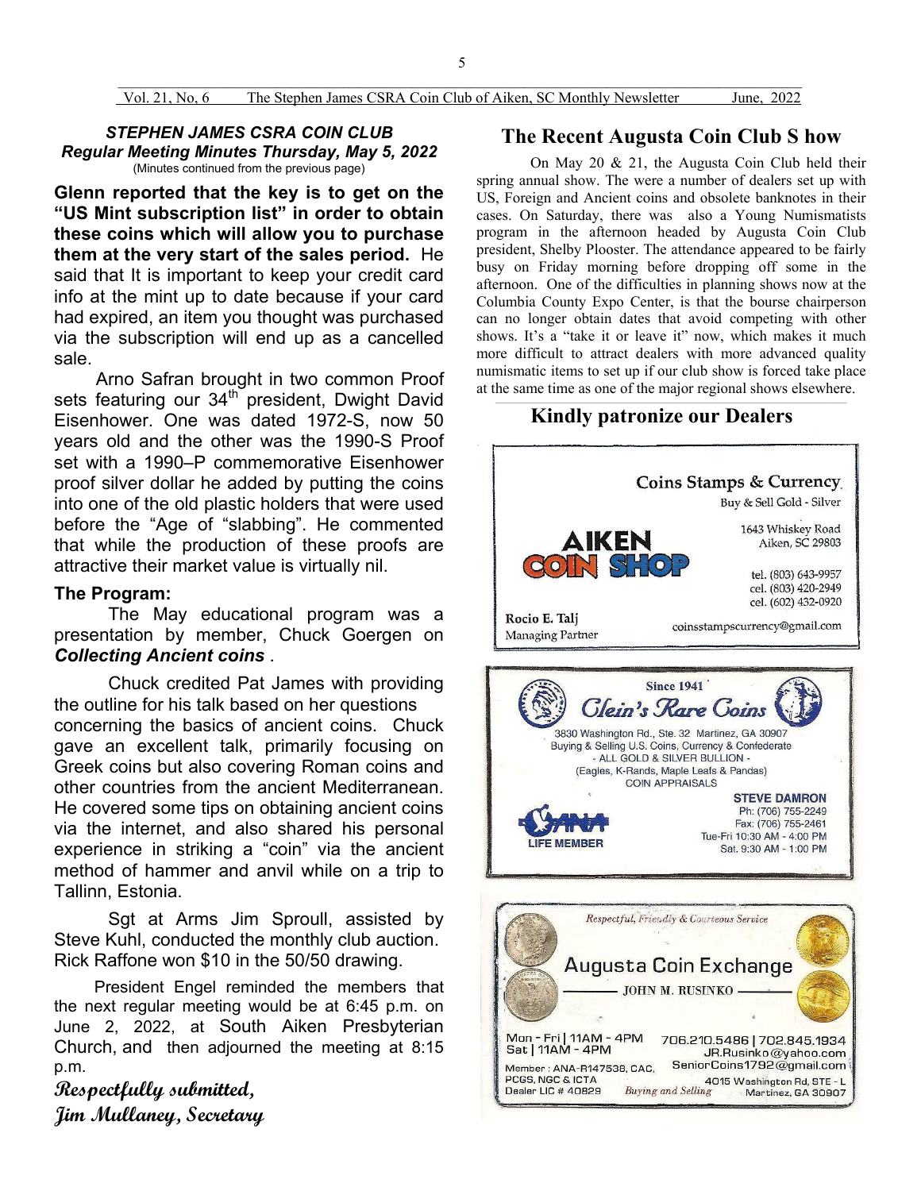***STEPHEN JAMES CSRA COIN CLUB***
***Regular Meeting Minutes Thursday, May 5, 2022***
(Minutes continued from the previous page)

**Glenn reported that the key is to get on the "US Mint subscription list" in order to obtain these coins which will allow you to purchase them at the very start of the sales period.** He said that It is important to keep your credit card info at the mint up to date because if your card had expired, an item you thought was purchased via the subscription will end up as a cancelled sale.

Arno Safran brought in two common Proof sets featuring our 34th president, Dwight David Eisenhower. One was dated 1972-S, now 50 years old and the other was the 1990-S Proof set with a 1990–P commemorative Eisenhower proof silver dollar he added by putting the coins into one of the old plastic holders that were used before the "Age of "slabbing". He commented that while the production of these proofs are attractive their market value is virtually nil.

**The Program:**

The May educational program was a presentation by member, Chuck Goergen on ***Collecting Ancient coins*** .

Chuck credited Pat James with providing the outline for his talk based on her questions concerning the basics of ancient coins. Chuck gave an excellent talk, primarily focusing on Greek coins but also covering Roman coins and other countries from the ancient Mediterranean. He covered some tips on obtaining ancient coins via the internet, and also shared his personal experience in striking a "coin" via the ancient method of hammer and anvil while on a trip to Tallinn, Estonia.

Sgt at Arms Jim Sproull, assisted by Steve Kuhl, conducted the monthly club auction. Rick Raffone won $10 in the 50/50 drawing.

President Engel reminded the members that the next regular meeting would be at 6:45 p.m. on June 2, 2022, at South Aiken Presbyterian Church, and then adjourned the meeting at 8:15 p.m.

***Respectfully submitted,***
***Jim Mullaney, Secretary***

## The Recent Augusta Coin Club S how

On May 20 & 21, the Augusta Coin Club held their spring annual show. The were a number of dealers set up with US, Foreign and Ancient coins and obsolete banknotes in their cases. On Saturday, there was also a Young Numismatists program in the afternoon headed by Augusta Coin Club president, Shelby Plooster. The attendance appeared to be fairly busy on Friday morning before dropping off some in the afternoon. One of the difficulties in planning shows now at the Columbia County Expo Center, is that the bourse chairperson can no longer obtain dates that avoid competing with other shows. It's a "take it or leave it" now, which makes it much more difficult to attract dealers with more advanced quality numismatic items to set up if our club show is forced take place at the same time as one of the major regional shows elsewhere.

## Kindly patronize our Dealers

**AIKEN COIN SHOP**

Coins Stamps & Currency
Buy & Sell Gold - Silver
1643 Whiskey Road
Aiken, SC 29803
tel. (803) 643-9957
cel. (803) 420-2949
cel. (602) 432-0920
Rocio E. Talj
Managing Partner
coinsstampscurrency@gmail.com

**Since 1941**
**Clein's Rare Coins**
3830 Washington Rd., Ste. 32 Martinez, GA 30907
Buying & Selling U.S. Coins, Currency & Confederate
- ALL GOLD & SILVER BULLION -
(Eagles, K-Rands, Maple Leafs & Pandas)
COIN APPRAISALS
ANA LIFE MEMBER
**STEVE DAMRON**
Ph: (706) 755-2249
Fax: (706) 755-2461
Tue-Fri 10:30 AM - 4:00 PM
Sat. 9:30 AM - 1:00 PM

*Respectful, Friendly & Courteous Service*
**Augusta Coin Exchange**
JOHN M. RUSINKO
Mon - Fri | 11AM - 4PM
Sat | 11AM - 4PM
706.210.5486 | 702.845.1934
JR.Rusinko@yahoo.com
SeniorCoins1792@gmail.com
Member : ANA-R147538, CAC, PCGS, NGC & ICTA
Dealer LIC # 40829
*Buying and Selling*
4015 Washington Rd, STE - L
Martinez, GA 30907